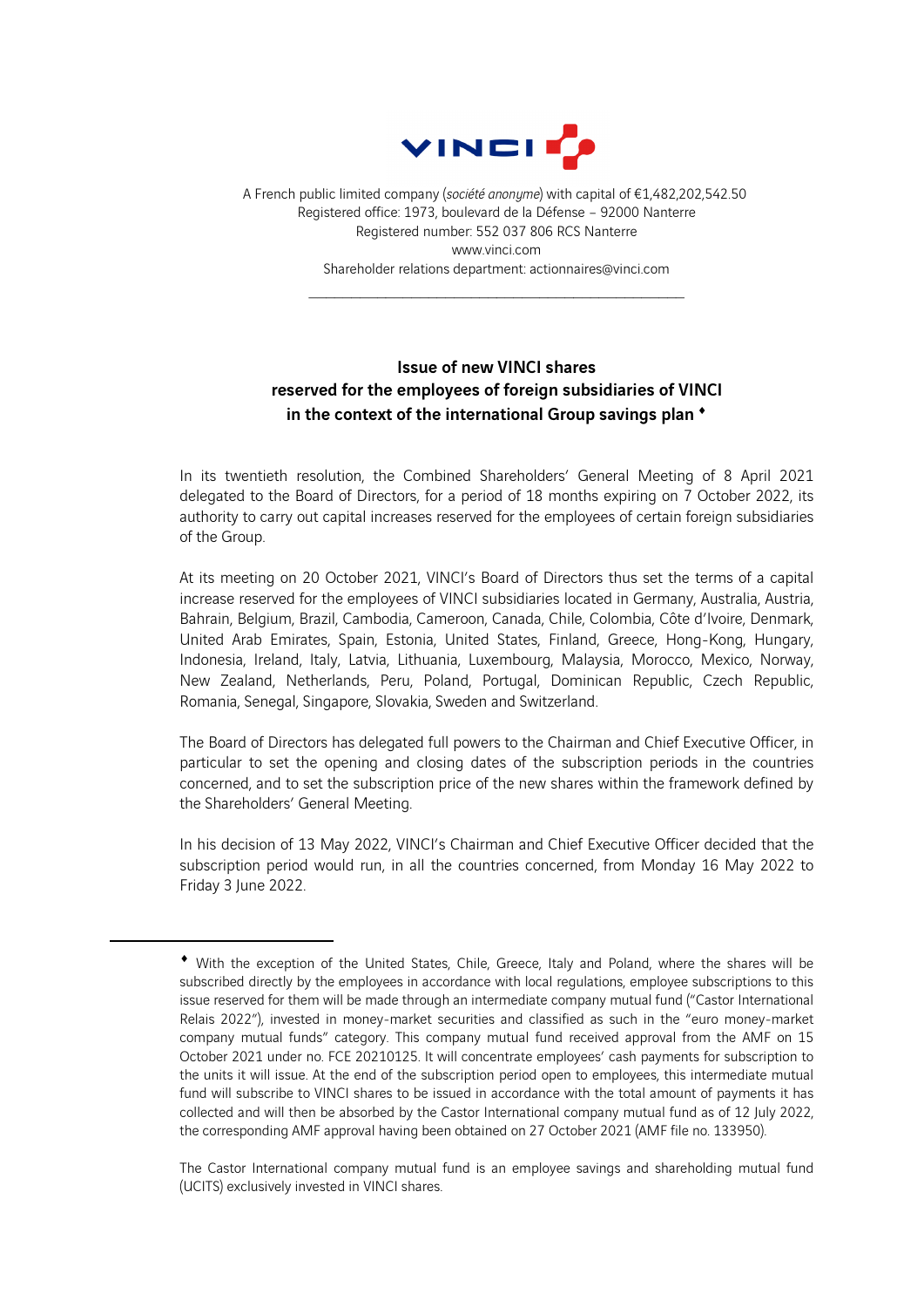VINCI

A French public limited company (*société anonyme*) with capital of €1,482,202,542.50
Registered office: 1973, boulevard de la Défense – 92000 Nanterre
Registered number: 552 037 806 RCS Nanterre
www.vinci.com
Shareholder relations department: actionnaires@vinci.com

---

**Issue of new VINCI shares**
**reserved for the employees of foreign subsidiaries of VINCI**
**in the context of the international Group savings plan ♦**

In its twentieth resolution, the Combined Shareholders' General Meeting of 8 April 2021 delegated to the Board of Directors, for a period of 18 months expiring on 7 October 2022, its authority to carry out capital increases reserved for the employees of certain foreign subsidiaries of the Group.

At its meeting on 20 October 2021, VINCI's Board of Directors thus set the terms of a capital increase reserved for the employees of VINCI subsidiaries located in Germany, Australia, Austria, Bahrain, Belgium, Brazil, Cambodia, Cameroon, Canada, Chile, Colombia, Côte d'Ivoire, Denmark, United Arab Emirates, Spain, Estonia, United States, Finland, Greece, Hong-Kong, Hungary, Indonesia, Ireland, Italy, Latvia, Lithuania, Luxembourg, Malaysia, Morocco, Mexico, Norway, New Zealand, Netherlands, Peru, Poland, Portugal, Dominican Republic, Czech Republic, Romania, Senegal, Singapore, Slovakia, Sweden and Switzerland.

The Board of Directors has delegated full powers to the Chairman and Chief Executive Officer, in particular to set the opening and closing dates of the subscription periods in the countries concerned, and to set the subscription price of the new shares within the framework defined by the Shareholders' General Meeting.

In his decision of 13 May 2022, VINCI's Chairman and Chief Executive Officer decided that the subscription period would run, in all the countries concerned, from Monday 16 May 2022 to Friday 3 June 2022.

---

♦ With the exception of the United States, Chile, Greece, Italy and Poland, where the shares will be subscribed directly by the employees in accordance with local regulations, employee subscriptions to this issue reserved for them will be made through an intermediate company mutual fund ("Castor International Relais 2022"), invested in money-market securities and classified as such in the "euro money-market company mutual funds" category. This company mutual fund received approval from the AMF on 15 October 2021 under no. FCE 20210125. It will concentrate employees' cash payments for subscription to the units it will issue. At the end of the subscription period open to employees, this intermediate mutual fund will subscribe to VINCI shares to be issued in accordance with the total amount of payments it has collected and will then be absorbed by the Castor International company mutual fund as of 12 July 2022, the corresponding AMF approval having been obtained on 27 October 2021 (AMF file no. 133950).

The Castor International company mutual fund is an employee savings and shareholding mutual fund (UCITS) exclusively invested in VINCI shares.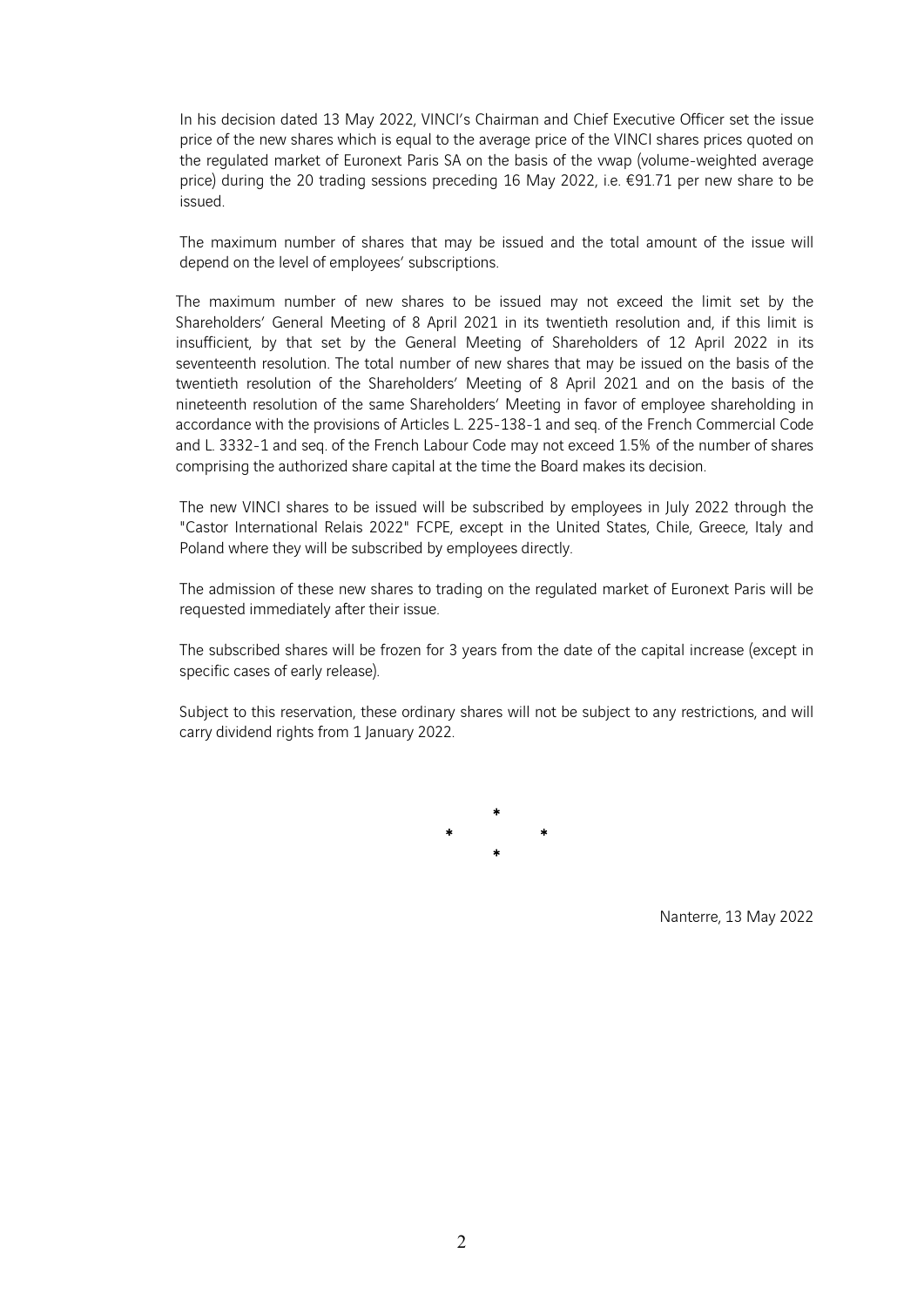In his decision dated 13 May 2022, VINCI's Chairman and Chief Executive Officer set the issue price of the new shares which is equal to the average price of the VINCI shares prices quoted on the regulated market of Euronext Paris SA on the basis of the vwap (volume-weighted average price) during the 20 trading sessions preceding 16 May 2022, i.e. €91.71 per new share to be issued.

The maximum number of shares that may be issued and the total amount of the issue will depend on the level of employees' subscriptions.

The maximum number of new shares to be issued may not exceed the limit set by the Shareholders' General Meeting of 8 April 2021 in its twentieth resolution and, if this limit is insufficient, by that set by the General Meeting of Shareholders of 12 April 2022 in its seventeenth resolution. The total number of new shares that may be issued on the basis of the twentieth resolution of the Shareholders' Meeting of 8 April 2021 and on the basis of the nineteenth resolution of the same Shareholders' Meeting in favor of employee shareholding in accordance with the provisions of Articles L. 225-138-1 and seq. of the French Commercial Code and L. 3332-1 and seq. of the French Labour Code may not exceed 1.5% of the number of shares comprising the authorized share capital at the time the Board makes its decision.

The new VINCI shares to be issued will be subscribed by employees in July 2022 through the "Castor International Relais 2022" FCPE, except in the United States, Chile, Greece, Italy and Poland where they will be subscribed by employees directly.

The admission of these new shares to trading on the regulated market of Euronext Paris will be requested immediately after their issue.

The subscribed shares will be frozen for 3 years from the date of the capital increase (except in specific cases of early release).

Subject to this reservation, these ordinary shares will not be subject to any restrictions, and will carry dividend rights from 1 January 2022.

\*

\*   \*

\*

Nanterre, 13 May 2022